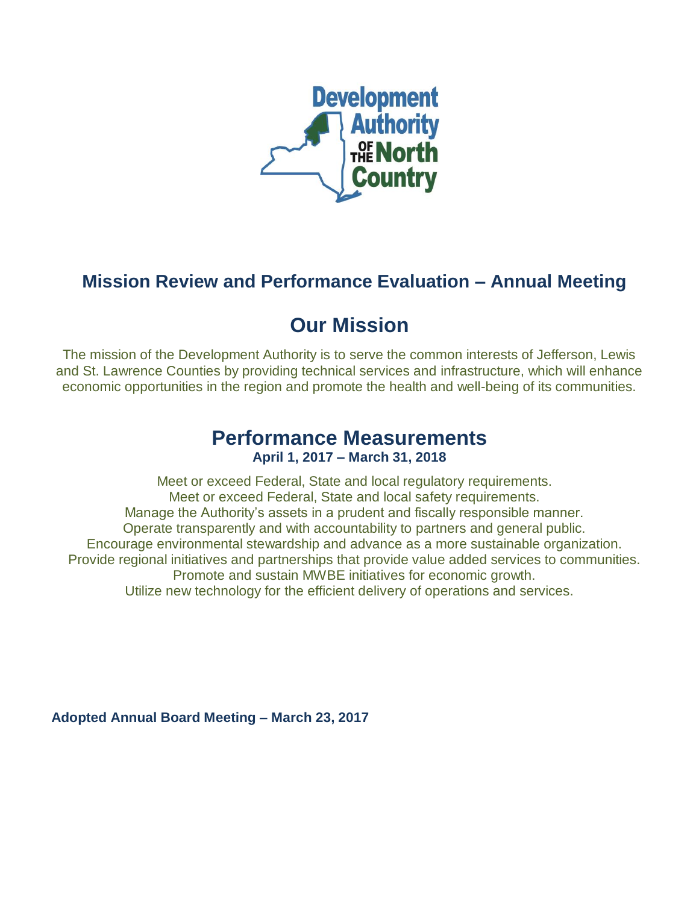# Mission Review and Performance Evaluation – Annual Meeting

## Our Mission

The mission of the Development Authority is to serve the common interests of Jefferson, Lewis and St. Lawrence Counties by providing technical services and infrastructure, which will enhance economic opportunities in the region and promote the health and well-being of its communities.

## Performance Measurements

**April 1, 2017 – March 31, 2018**

Meet or exceed Federal, State and local regulatory requirements.
Meet or exceed Federal, State and local safety requirements.
Manage the Authority's assets in a prudent and fiscally responsible manner.
Operate transparently and with accountability to partners and general public.
Encourage environmental stewardship and advance as a more sustainable organization.
Provide regional initiatives and partnerships that provide value added services to communities.
Promote and sustain MWBE initiatives for economic growth.
Utilize new technology for the efficient delivery of operations and services.

**Adopted Annual Board Meeting – March 23, 2017**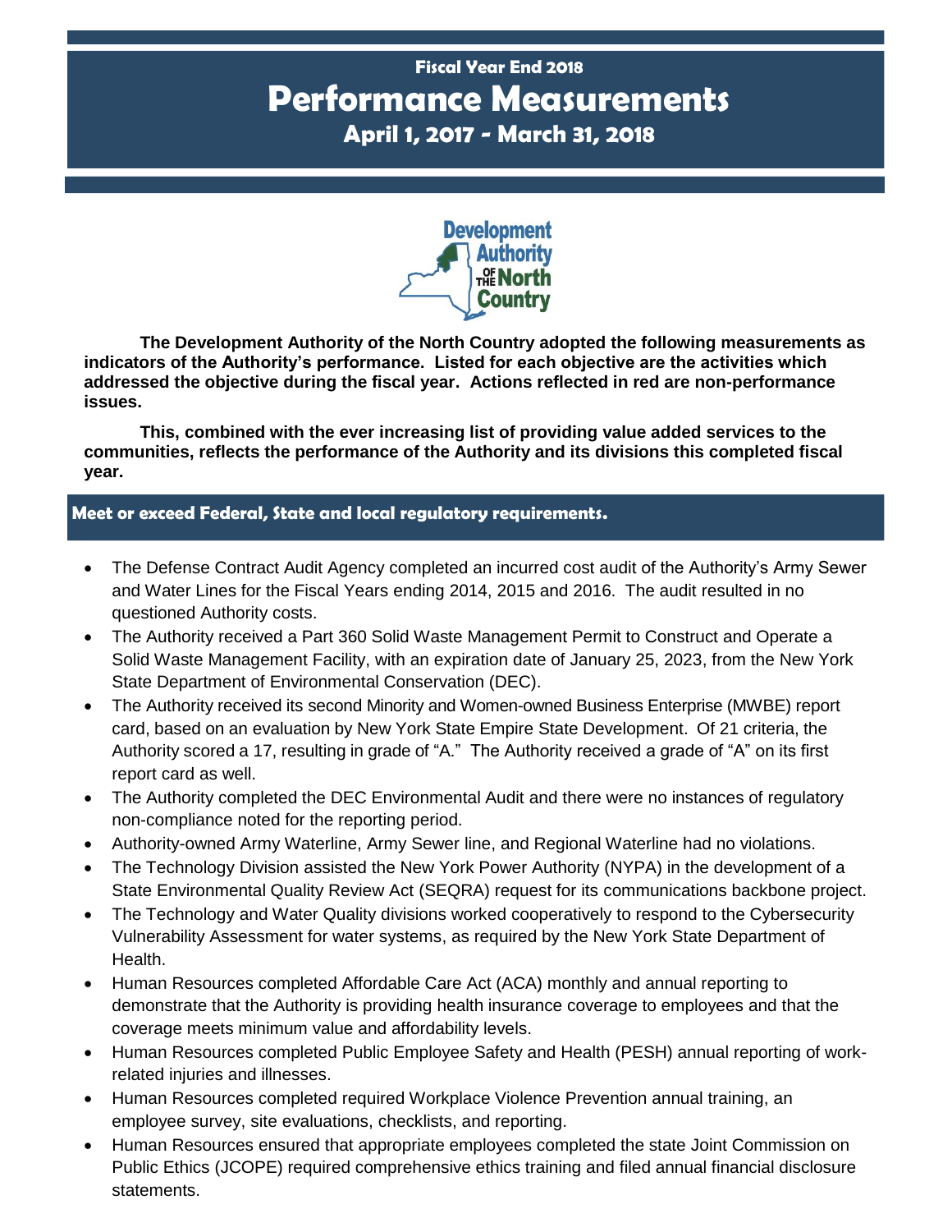Fiscal Year End 2018

# Performance Measurements

### April 1, 2017 - March 31, 2018

**The Development Authority of the North Country adopted the following measurements as indicators of the Authority's performance. Listed for each objective are the activities which addressed the objective during the fiscal year. Actions reflected in red are non-performance issues.**

**This, combined with the ever increasing list of providing value added services to the communities, reflects the performance of the Authority and its divisions this completed fiscal year.**

## Meet or exceed Federal, State and local regulatory requirements.

- The Defense Contract Audit Agency completed an incurred cost audit of the Authority's Army Sewer and Water Lines for the Fiscal Years ending 2014, 2015 and 2016. The audit resulted in no questioned Authority costs.
- The Authority received a Part 360 Solid Waste Management Permit to Construct and Operate a Solid Waste Management Facility, with an expiration date of January 25, 2023, from the New York State Department of Environmental Conservation (DEC).
- The Authority received its second Minority and Women-owned Business Enterprise (MWBE) report card, based on an evaluation by New York State Empire State Development. Of 21 criteria, the Authority scored a 17, resulting in grade of "A." The Authority received a grade of "A" on its first report card as well.
- The Authority completed the DEC Environmental Audit and there were no instances of regulatory non-compliance noted for the reporting period.
- Authority-owned Army Waterline, Army Sewer line, and Regional Waterline had no violations.
- The Technology Division assisted the New York Power Authority (NYPA) in the development of a State Environmental Quality Review Act (SEQRA) request for its communications backbone project.
- The Technology and Water Quality divisions worked cooperatively to respond to the Cybersecurity Vulnerability Assessment for water systems, as required by the New York State Department of Health.
- Human Resources completed Affordable Care Act (ACA) monthly and annual reporting to demonstrate that the Authority is providing health insurance coverage to employees and that the coverage meets minimum value and affordability levels.
- Human Resources completed Public Employee Safety and Health (PESH) annual reporting of work-related injuries and illnesses.
- Human Resources completed required Workplace Violence Prevention annual training, an employee survey, site evaluations, checklists, and reporting.
- Human Resources ensured that appropriate employees completed the state Joint Commission on Public Ethics (JCOPE) required comprehensive ethics training and filed annual financial disclosure statements.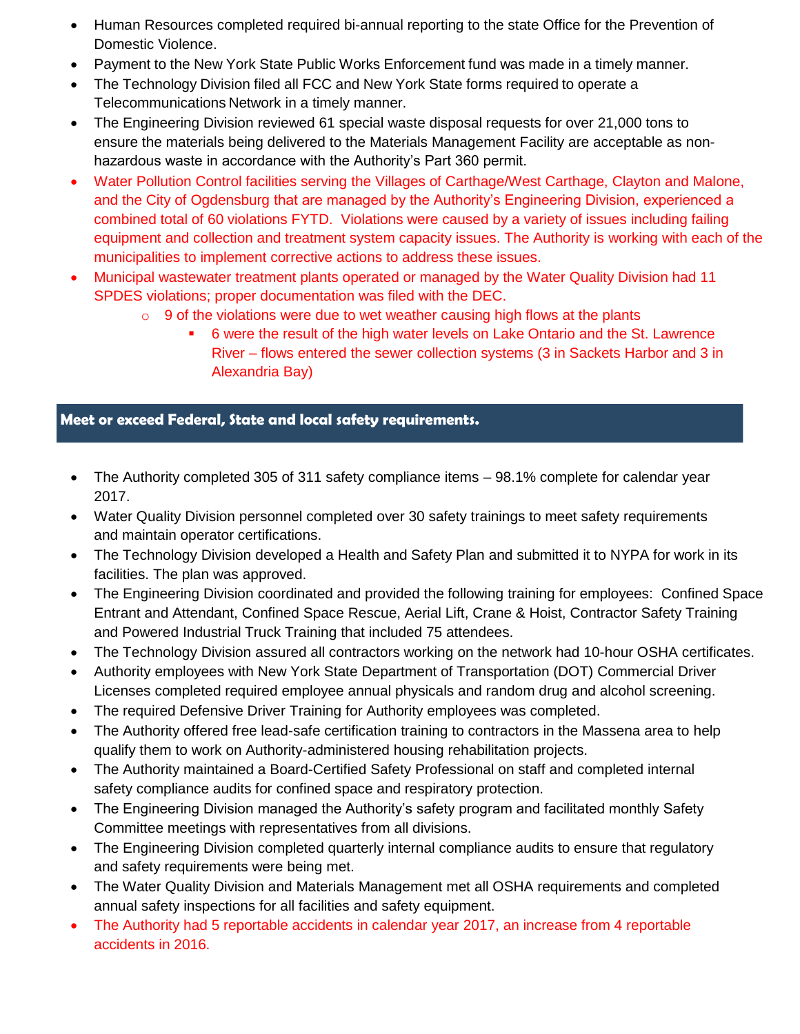- Human Resources completed required bi-annual reporting to the state Office for the Prevention of Domestic Violence.
- Payment to the New York State Public Works Enforcement fund was made in a timely manner.
- The Technology Division filed all FCC and New York State forms required to operate a Telecommunications Network in a timely manner.
- The Engineering Division reviewed 61 special waste disposal requests for over 21,000 tons to ensure the materials being delivered to the Materials Management Facility are acceptable as non-hazardous waste in accordance with the Authority's Part 360 permit.
- Water Pollution Control facilities serving the Villages of Carthage/West Carthage, Clayton and Malone, and the City of Ogdensburg that are managed by the Authority's Engineering Division, experienced a combined total of 60 violations FYTD. Violations were caused by a variety of issues including failing equipment and collection and treatment system capacity issues. The Authority is working with each of the municipalities to implement corrective actions to address these issues.
- Municipal wastewater treatment plants operated or managed by the Water Quality Division had 11 SPDES violations; proper documentation was filed with the DEC.
  - 9 of the violations were due to wet weather causing high flows at the plants
    - 6 were the result of the high water levels on Lake Ontario and the St. Lawrence River – flows entered the sewer collection systems (3 in Sackets Harbor and 3 in Alexandria Bay)

## Meet or exceed Federal, State and local safety requirements.

- The Authority completed 305 of 311 safety compliance items – 98.1% complete for calendar year 2017.
- Water Quality Division personnel completed over 30 safety trainings to meet safety requirements and maintain operator certifications.
- The Technology Division developed a Health and Safety Plan and submitted it to NYPA for work in its facilities. The plan was approved.
- The Engineering Division coordinated and provided the following training for employees: Confined Space Entrant and Attendant, Confined Space Rescue, Aerial Lift, Crane & Hoist, Contractor Safety Training and Powered Industrial Truck Training that included 75 attendees.
- The Technology Division assured all contractors working on the network had 10-hour OSHA certificates.
- Authority employees with New York State Department of Transportation (DOT) Commercial Driver Licenses completed required employee annual physicals and random drug and alcohol screening.
- The required Defensive Driver Training for Authority employees was completed.
- The Authority offered free lead-safe certification training to contractors in the Massena area to help qualify them to work on Authority-administered housing rehabilitation projects.
- The Authority maintained a Board-Certified Safety Professional on staff and completed internal safety compliance audits for confined space and respiratory protection.
- The Engineering Division managed the Authority's safety program and facilitated monthly Safety Committee meetings with representatives from all divisions.
- The Engineering Division completed quarterly internal compliance audits to ensure that regulatory and safety requirements were being met.
- The Water Quality Division and Materials Management met all OSHA requirements and completed annual safety inspections for all facilities and safety equipment.
- The Authority had 5 reportable accidents in calendar year 2017, an increase from 4 reportable accidents in 2016.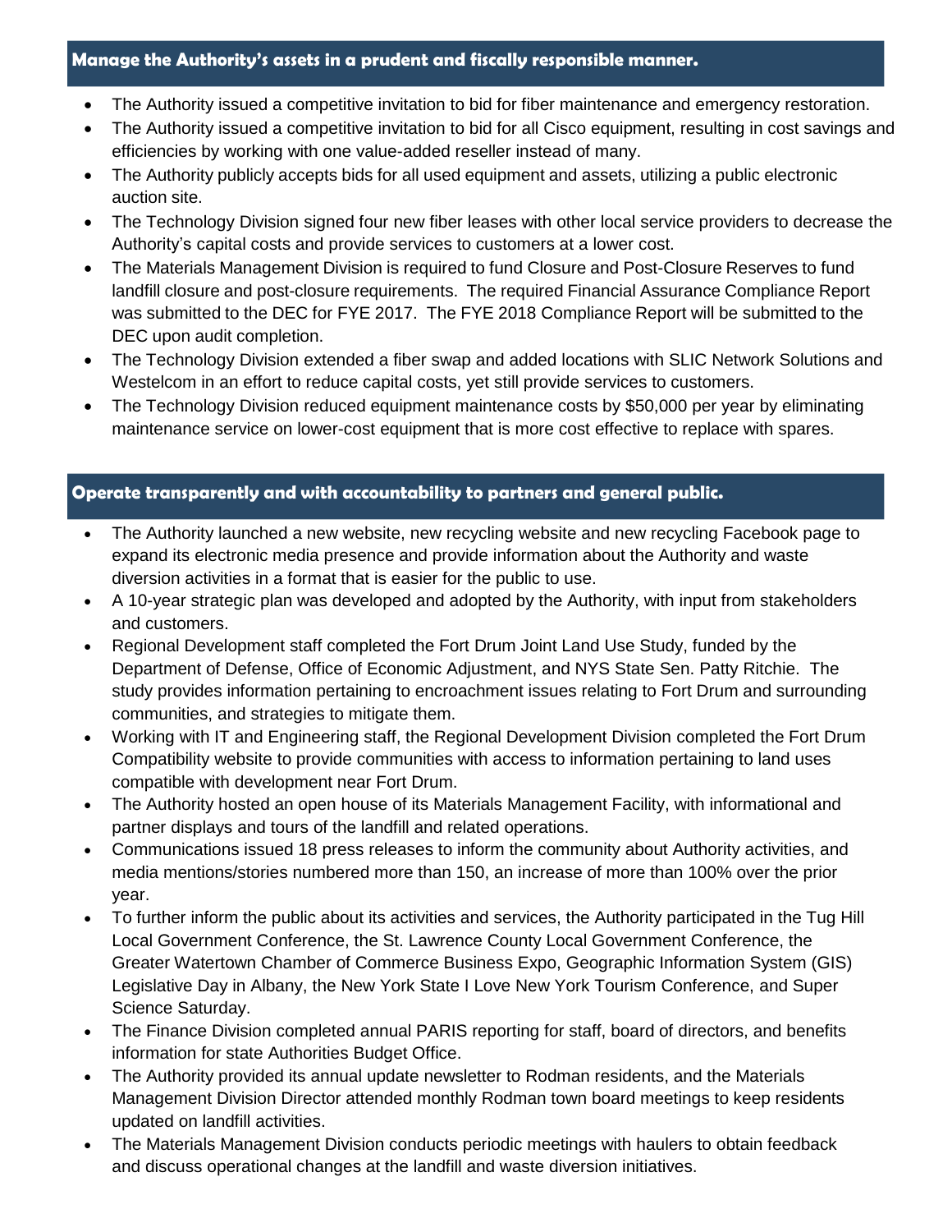## Manage the Authority's assets in a prudent and fiscally responsible manner.

- The Authority issued a competitive invitation to bid for fiber maintenance and emergency restoration.
- The Authority issued a competitive invitation to bid for all Cisco equipment, resulting in cost savings and efficiencies by working with one value-added reseller instead of many.
- The Authority publicly accepts bids for all used equipment and assets, utilizing a public electronic auction site.
- The Technology Division signed four new fiber leases with other local service providers to decrease the Authority's capital costs and provide services to customers at a lower cost.
- The Materials Management Division is required to fund Closure and Post-Closure Reserves to fund landfill closure and post-closure requirements. The required Financial Assurance Compliance Report was submitted to the DEC for FYE 2017. The FYE 2018 Compliance Report will be submitted to the DEC upon audit completion.
- The Technology Division extended a fiber swap and added locations with SLIC Network Solutions and Westelcom in an effort to reduce capital costs, yet still provide services to customers.
- The Technology Division reduced equipment maintenance costs by $50,000 per year by eliminating maintenance service on lower-cost equipment that is more cost effective to replace with spares.

## Operate transparently and with accountability to partners and general public.

- The Authority launched a new website, new recycling website and new recycling Facebook page to expand its electronic media presence and provide information about the Authority and waste diversion activities in a format that is easier for the public to use.
- A 10-year strategic plan was developed and adopted by the Authority, with input from stakeholders and customers.
- Regional Development staff completed the Fort Drum Joint Land Use Study, funded by the Department of Defense, Office of Economic Adjustment, and NYS State Sen. Patty Ritchie. The study provides information pertaining to encroachment issues relating to Fort Drum and surrounding communities, and strategies to mitigate them.
- Working with IT and Engineering staff, the Regional Development Division completed the Fort Drum Compatibility website to provide communities with access to information pertaining to land uses compatible with development near Fort Drum.
- The Authority hosted an open house of its Materials Management Facility, with informational and partner displays and tours of the landfill and related operations.
- Communications issued 18 press releases to inform the community about Authority activities, and media mentions/stories numbered more than 150, an increase of more than 100% over the prior year.
- To further inform the public about its activities and services, the Authority participated in the Tug Hill Local Government Conference, the St. Lawrence County Local Government Conference, the Greater Watertown Chamber of Commerce Business Expo, Geographic Information System (GIS) Legislative Day in Albany, the New York State I Love New York Tourism Conference, and Super Science Saturday.
- The Finance Division completed annual PARIS reporting for staff, board of directors, and benefits information for state Authorities Budget Office.
- The Authority provided its annual update newsletter to Rodman residents, and the Materials Management Division Director attended monthly Rodman town board meetings to keep residents updated on landfill activities.
- The Materials Management Division conducts periodic meetings with haulers to obtain feedback and discuss operational changes at the landfill and waste diversion initiatives.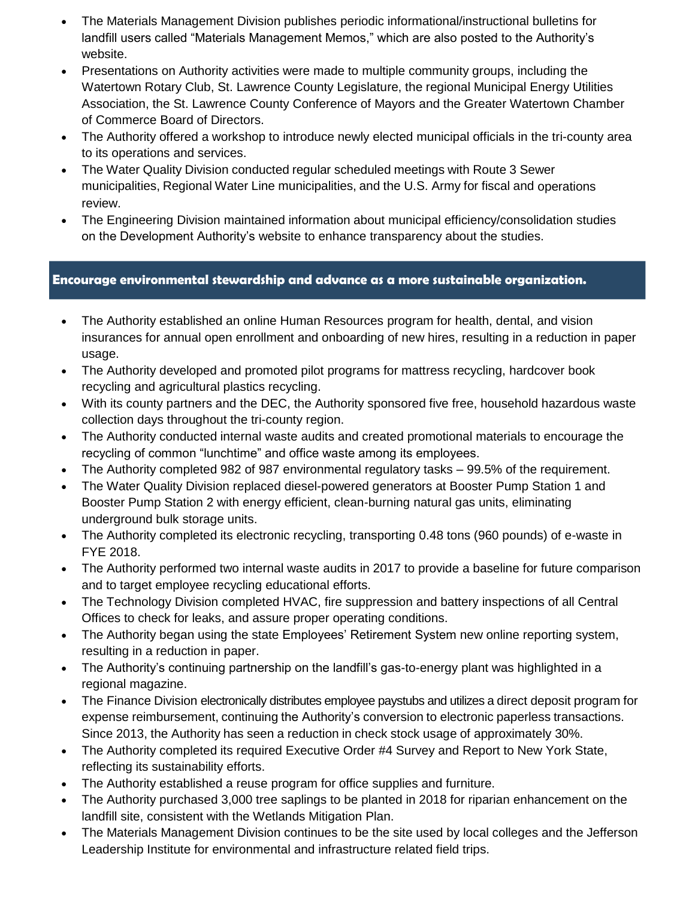- The Materials Management Division publishes periodic informational/instructional bulletins for landfill users called "Materials Management Memos," which are also posted to the Authority's website.
- Presentations on Authority activities were made to multiple community groups, including the Watertown Rotary Club, St. Lawrence County Legislature, the regional Municipal Energy Utilities Association, the St. Lawrence County Conference of Mayors and the Greater Watertown Chamber of Commerce Board of Directors.
- The Authority offered a workshop to introduce newly elected municipal officials in the tri-county area to its operations and services.
- The Water Quality Division conducted regular scheduled meetings with Route 3 Sewer municipalities, Regional Water Line municipalities, and the U.S. Army for fiscal and operations review.
- The Engineering Division maintained information about municipal efficiency/consolidation studies on the Development Authority's website to enhance transparency about the studies.

## Encourage environmental stewardship and advance as a more sustainable organization.

- The Authority established an online Human Resources program for health, dental, and vision insurances for annual open enrollment and onboarding of new hires, resulting in a reduction in paper usage.
- The Authority developed and promoted pilot programs for mattress recycling, hardcover book recycling and agricultural plastics recycling.
- With its county partners and the DEC, the Authority sponsored five free, household hazardous waste collection days throughout the tri-county region.
- The Authority conducted internal waste audits and created promotional materials to encourage the recycling of common "lunchtime" and office waste among its employees.
- The Authority completed 982 of 987 environmental regulatory tasks – 99.5% of the requirement.
- The Water Quality Division replaced diesel-powered generators at Booster Pump Station 1 and Booster Pump Station 2 with energy efficient, clean-burning natural gas units, eliminating underground bulk storage units.
- The Authority completed its electronic recycling, transporting 0.48 tons (960 pounds) of e-waste in FYE 2018.
- The Authority performed two internal waste audits in 2017 to provide a baseline for future comparison and to target employee recycling educational efforts.
- The Technology Division completed HVAC, fire suppression and battery inspections of all Central Offices to check for leaks, and assure proper operating conditions.
- The Authority began using the state Employees' Retirement System new online reporting system, resulting in a reduction in paper.
- The Authority's continuing partnership on the landfill's gas-to-energy plant was highlighted in a regional magazine.
- The Finance Division electronically distributes employee paystubs and utilizes a direct deposit program for expense reimbursement, continuing the Authority's conversion to electronic paperless transactions. Since 2013, the Authority has seen a reduction in check stock usage of approximately 30%.
- The Authority completed its required Executive Order #4 Survey and Report to New York State, reflecting its sustainability efforts.
- The Authority established a reuse program for office supplies and furniture.
- The Authority purchased 3,000 tree saplings to be planted in 2018 for riparian enhancement on the landfill site, consistent with the Wetlands Mitigation Plan.
- The Materials Management Division continues to be the site used by local colleges and the Jefferson Leadership Institute for environmental and infrastructure related field trips.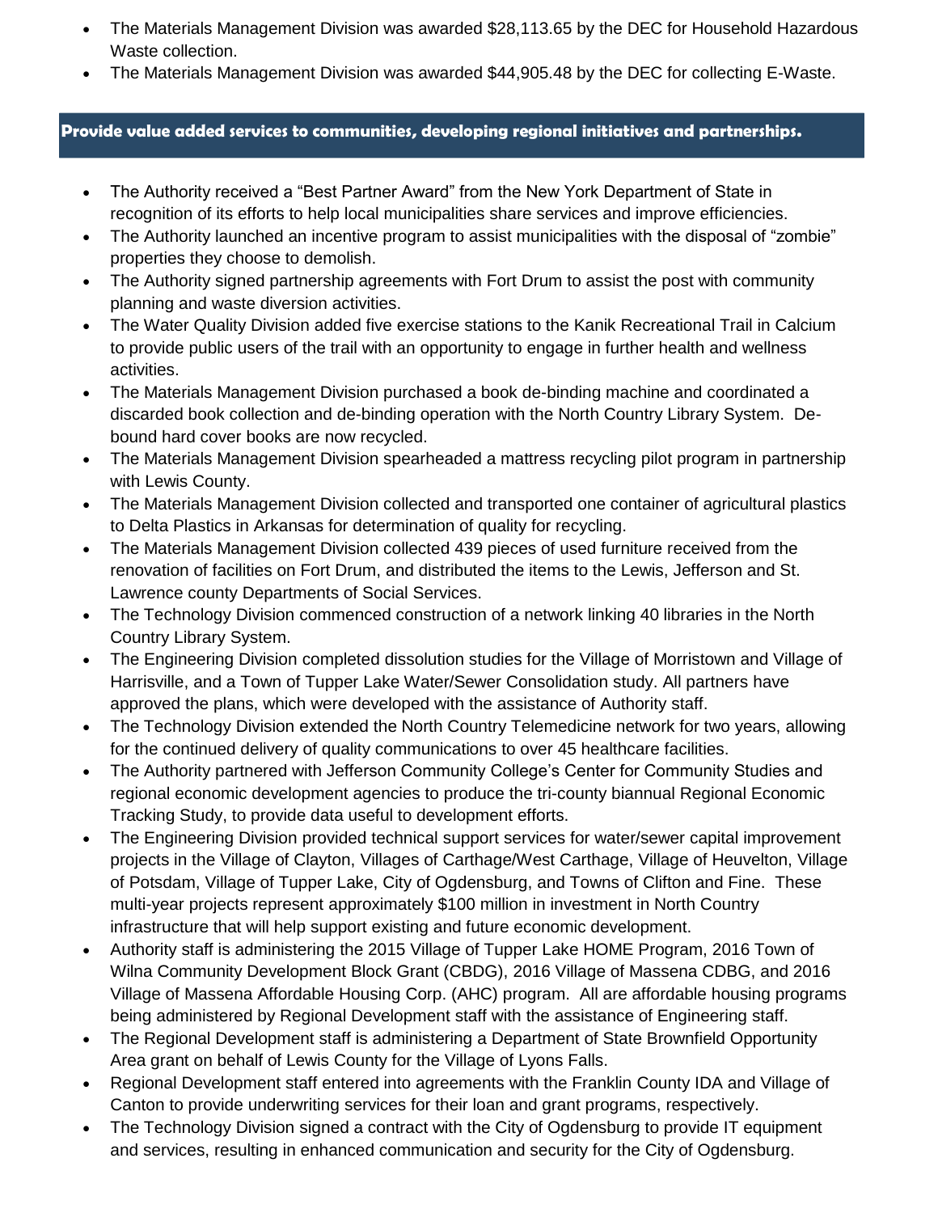- The Materials Management Division was awarded $28,113.65 by the DEC for Household Hazardous Waste collection.
- The Materials Management Division was awarded $44,905.48 by the DEC for collecting E-Waste.

## Provide value added services to communities, developing regional initiatives and partnerships.

- The Authority received a "Best Partner Award" from the New York Department of State in recognition of its efforts to help local municipalities share services and improve efficiencies.
- The Authority launched an incentive program to assist municipalities with the disposal of "zombie" properties they choose to demolish.
- The Authority signed partnership agreements with Fort Drum to assist the post with community planning and waste diversion activities.
- The Water Quality Division added five exercise stations to the Kanik Recreational Trail in Calcium to provide public users of the trail with an opportunity to engage in further health and wellness activities.
- The Materials Management Division purchased a book de-binding machine and coordinated a discarded book collection and de-binding operation with the North Country Library System. De-bound hard cover books are now recycled.
- The Materials Management Division spearheaded a mattress recycling pilot program in partnership with Lewis County.
- The Materials Management Division collected and transported one container of agricultural plastics to Delta Plastics in Arkansas for determination of quality for recycling.
- The Materials Management Division collected 439 pieces of used furniture received from the renovation of facilities on Fort Drum, and distributed the items to the Lewis, Jefferson and St. Lawrence county Departments of Social Services.
- The Technology Division commenced construction of a network linking 40 libraries in the North Country Library System.
- The Engineering Division completed dissolution studies for the Village of Morristown and Village of Harrisville, and a Town of Tupper Lake Water/Sewer Consolidation study. All partners have approved the plans, which were developed with the assistance of Authority staff.
- The Technology Division extended the North Country Telemedicine network for two years, allowing for the continued delivery of quality communications to over 45 healthcare facilities.
- The Authority partnered with Jefferson Community College's Center for Community Studies and regional economic development agencies to produce the tri-county biannual Regional Economic Tracking Study, to provide data useful to development efforts.
- The Engineering Division provided technical support services for water/sewer capital improvement projects in the Village of Clayton, Villages of Carthage/West Carthage, Village of Heuvelton, Village of Potsdam, Village of Tupper Lake, City of Ogdensburg, and Towns of Clifton and Fine. These multi-year projects represent approximately $100 million in investment in North Country infrastructure that will help support existing and future economic development.
- Authority staff is administering the 2015 Village of Tupper Lake HOME Program, 2016 Town of Wilna Community Development Block Grant (CBDG), 2016 Village of Massena CDBG, and 2016 Village of Massena Affordable Housing Corp. (AHC) program. All are affordable housing programs being administered by Regional Development staff with the assistance of Engineering staff.
- The Regional Development staff is administering a Department of State Brownfield Opportunity Area grant on behalf of Lewis County for the Village of Lyons Falls.
- Regional Development staff entered into agreements with the Franklin County IDA and Village of Canton to provide underwriting services for their loan and grant programs, respectively.
- The Technology Division signed a contract with the City of Ogdensburg to provide IT equipment and services, resulting in enhanced communication and security for the City of Ogdensburg.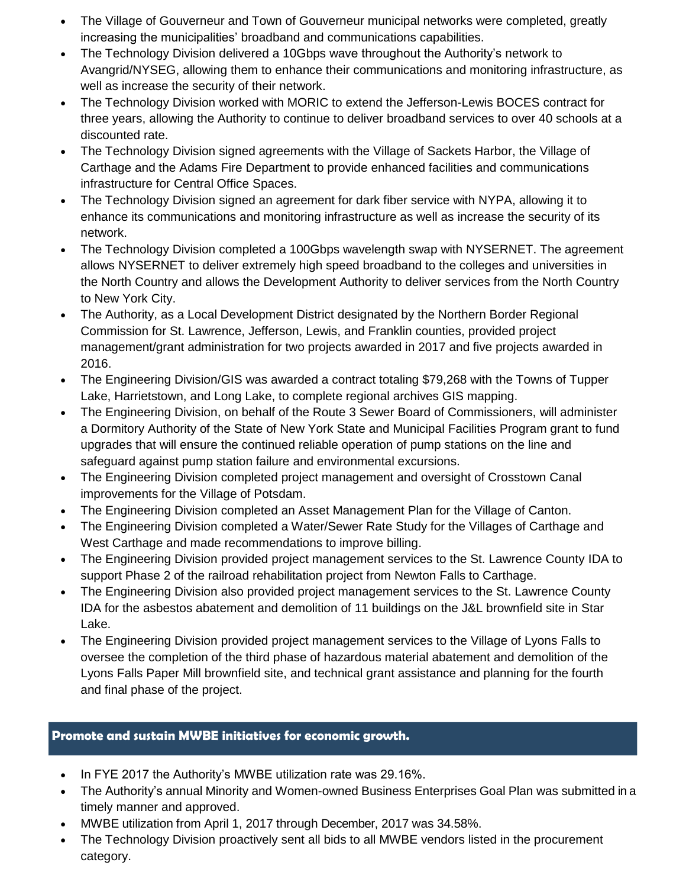- The Village of Gouverneur and Town of Gouverneur municipal networks were completed, greatly increasing the municipalities' broadband and communications capabilities.
- The Technology Division delivered a 10Gbps wave throughout the Authority's network to Avangrid/NYSEG, allowing them to enhance their communications and monitoring infrastructure, as well as increase the security of their network.
- The Technology Division worked with MORIC to extend the Jefferson-Lewis BOCES contract for three years, allowing the Authority to continue to deliver broadband services to over 40 schools at a discounted rate.
- The Technology Division signed agreements with the Village of Sackets Harbor, the Village of Carthage and the Adams Fire Department to provide enhanced facilities and communications infrastructure for Central Office Spaces.
- The Technology Division signed an agreement for dark fiber service with NYPA, allowing it to enhance its communications and monitoring infrastructure as well as increase the security of its network.
- The Technology Division completed a 100Gbps wavelength swap with NYSERNET. The agreement allows NYSERNET to deliver extremely high speed broadband to the colleges and universities in the North Country and allows the Development Authority to deliver services from the North Country to New York City.
- The Authority, as a Local Development District designated by the Northern Border Regional Commission for St. Lawrence, Jefferson, Lewis, and Franklin counties, provided project management/grant administration for two projects awarded in 2017 and five projects awarded in 2016.
- The Engineering Division/GIS was awarded a contract totaling $79,268 with the Towns of Tupper Lake, Harrietstown, and Long Lake, to complete regional archives GIS mapping.
- The Engineering Division, on behalf of the Route 3 Sewer Board of Commissioners, will administer a Dormitory Authority of the State of New York State and Municipal Facilities Program grant to fund upgrades that will ensure the continued reliable operation of pump stations on the line and safeguard against pump station failure and environmental excursions.
- The Engineering Division completed project management and oversight of Crosstown Canal improvements for the Village of Potsdam.
- The Engineering Division completed an Asset Management Plan for the Village of Canton.
- The Engineering Division completed a Water/Sewer Rate Study for the Villages of Carthage and West Carthage and made recommendations to improve billing.
- The Engineering Division provided project management services to the St. Lawrence County IDA to support Phase 2 of the railroad rehabilitation project from Newton Falls to Carthage.
- The Engineering Division also provided project management services to the St. Lawrence County IDA for the asbestos abatement and demolition of 11 buildings on the J&L brownfield site in Star Lake.
- The Engineering Division provided project management services to the Village of Lyons Falls to oversee the completion of the third phase of hazardous material abatement and demolition of the Lyons Falls Paper Mill brownfield site, and technical grant assistance and planning for the fourth and final phase of the project.

## Promote and sustain MWBE initiatives for economic growth.

- In FYE 2017 the Authority's MWBE utilization rate was 29.16%.
- The Authority's annual Minority and Women-owned Business Enterprises Goal Plan was submitted in a timely manner and approved.
- MWBE utilization from April 1, 2017 through December, 2017 was 34.58%.
- The Technology Division proactively sent all bids to all MWBE vendors listed in the procurement category.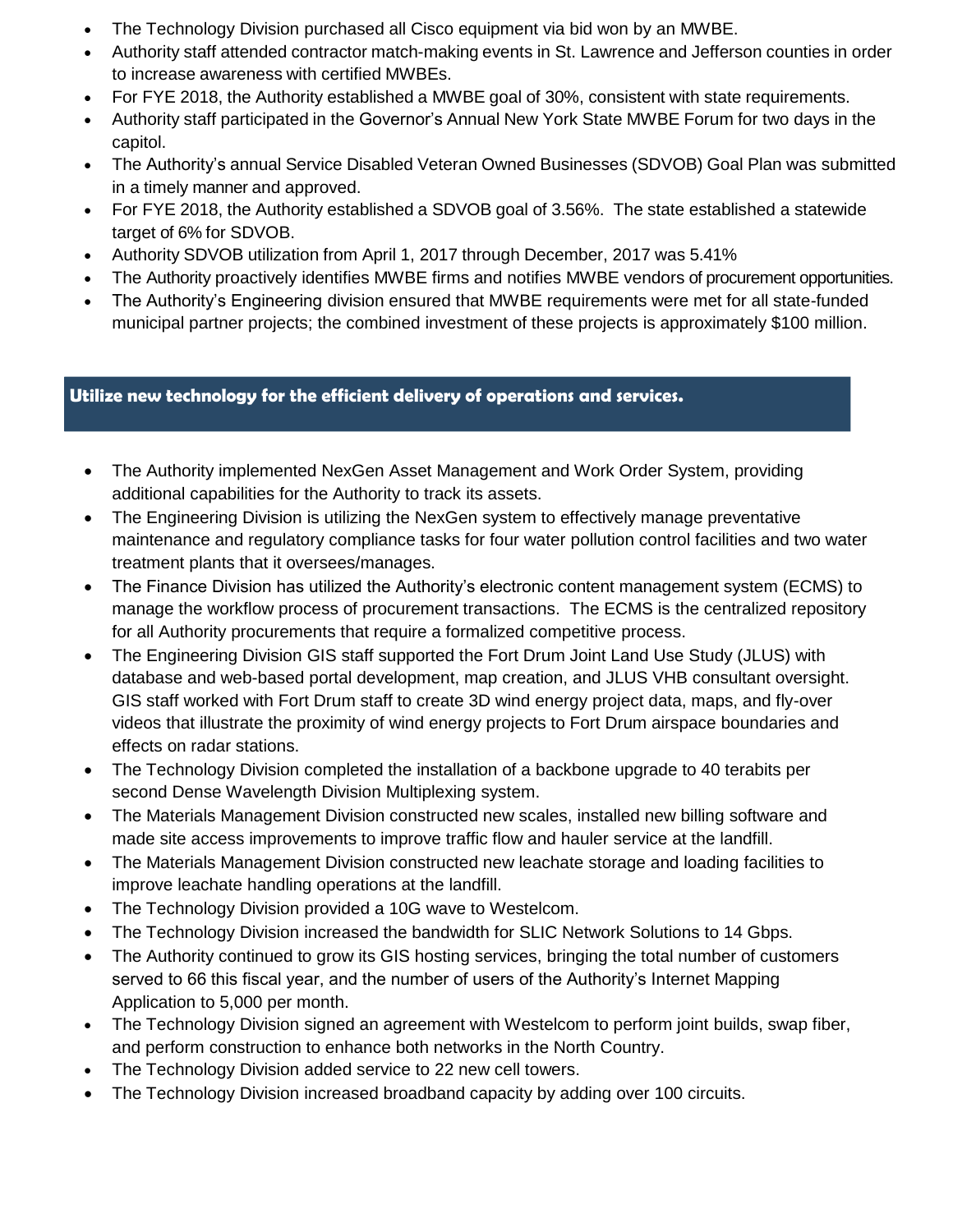- The Technology Division purchased all Cisco equipment via bid won by an MWBE.
- Authority staff attended contractor match-making events in St. Lawrence and Jefferson counties in order to increase awareness with certified MWBEs.
- For FYE 2018, the Authority established a MWBE goal of 30%, consistent with state requirements.
- Authority staff participated in the Governor's Annual New York State MWBE Forum for two days in the capitol.
- The Authority's annual Service Disabled Veteran Owned Businesses (SDVOB) Goal Plan was submitted in a timely manner and approved.
- For FYE 2018, the Authority established a SDVOB goal of 3.56%. The state established a statewide target of 6% for SDVOB.
- Authority SDVOB utilization from April 1, 2017 through December, 2017 was 5.41%
- The Authority proactively identifies MWBE firms and notifies MWBE vendors of procurement opportunities.
- The Authority's Engineering division ensured that MWBE requirements were met for all state-funded municipal partner projects; the combined investment of these projects is approximately $100 million.

## Utilize new technology for the efficient delivery of operations and services.

- The Authority implemented NexGen Asset Management and Work Order System, providing additional capabilities for the Authority to track its assets.
- The Engineering Division is utilizing the NexGen system to effectively manage preventative maintenance and regulatory compliance tasks for four water pollution control facilities and two water treatment plants that it oversees/manages.
- The Finance Division has utilized the Authority's electronic content management system (ECMS) to manage the workflow process of procurement transactions. The ECMS is the centralized repository for all Authority procurements that require a formalized competitive process.
- The Engineering Division GIS staff supported the Fort Drum Joint Land Use Study (JLUS) with database and web-based portal development, map creation, and JLUS VHB consultant oversight. GIS staff worked with Fort Drum staff to create 3D wind energy project data, maps, and fly-over videos that illustrate the proximity of wind energy projects to Fort Drum airspace boundaries and effects on radar stations.
- The Technology Division completed the installation of a backbone upgrade to 40 terabits per second Dense Wavelength Division Multiplexing system.
- The Materials Management Division constructed new scales, installed new billing software and made site access improvements to improve traffic flow and hauler service at the landfill.
- The Materials Management Division constructed new leachate storage and loading facilities to improve leachate handling operations at the landfill.
- The Technology Division provided a 10G wave to Westelcom.
- The Technology Division increased the bandwidth for SLIC Network Solutions to 14 Gbps.
- The Authority continued to grow its GIS hosting services, bringing the total number of customers served to 66 this fiscal year, and the number of users of the Authority's Internet Mapping Application to 5,000 per month.
- The Technology Division signed an agreement with Westelcom to perform joint builds, swap fiber, and perform construction to enhance both networks in the North Country.
- The Technology Division added service to 22 new cell towers.
- The Technology Division increased broadband capacity by adding over 100 circuits.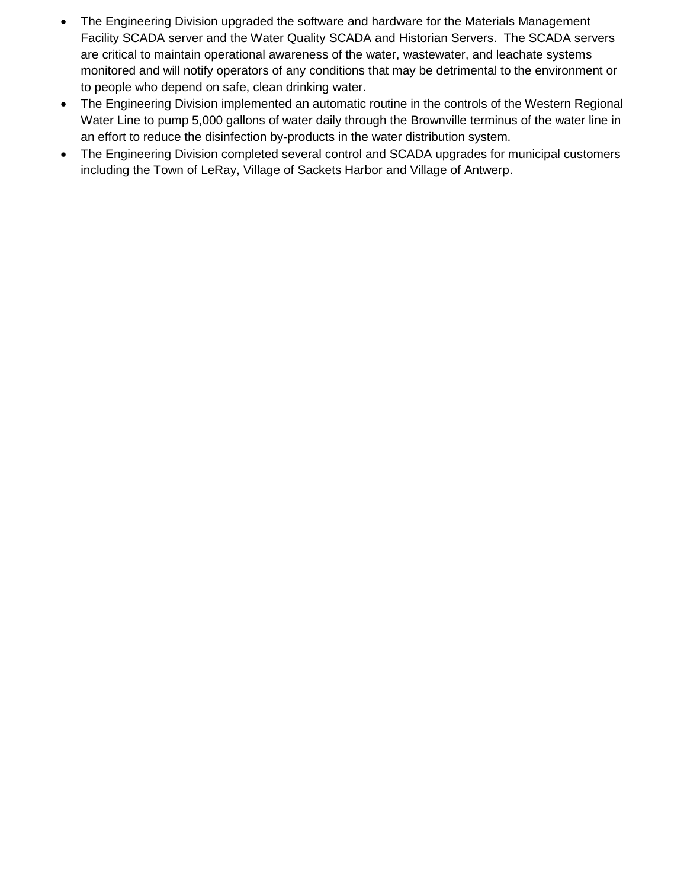- The Engineering Division upgraded the software and hardware for the Materials Management Facility SCADA server and the Water Quality SCADA and Historian Servers. The SCADA servers are critical to maintain operational awareness of the water, wastewater, and leachate systems monitored and will notify operators of any conditions that may be detrimental to the environment or to people who depend on safe, clean drinking water.
- The Engineering Division implemented an automatic routine in the controls of the Western Regional Water Line to pump 5,000 gallons of water daily through the Brownville terminus of the water line in an effort to reduce the disinfection by-products in the water distribution system.
- The Engineering Division completed several control and SCADA upgrades for municipal customers including the Town of LeRay, Village of Sackets Harbor and Village of Antwerp.